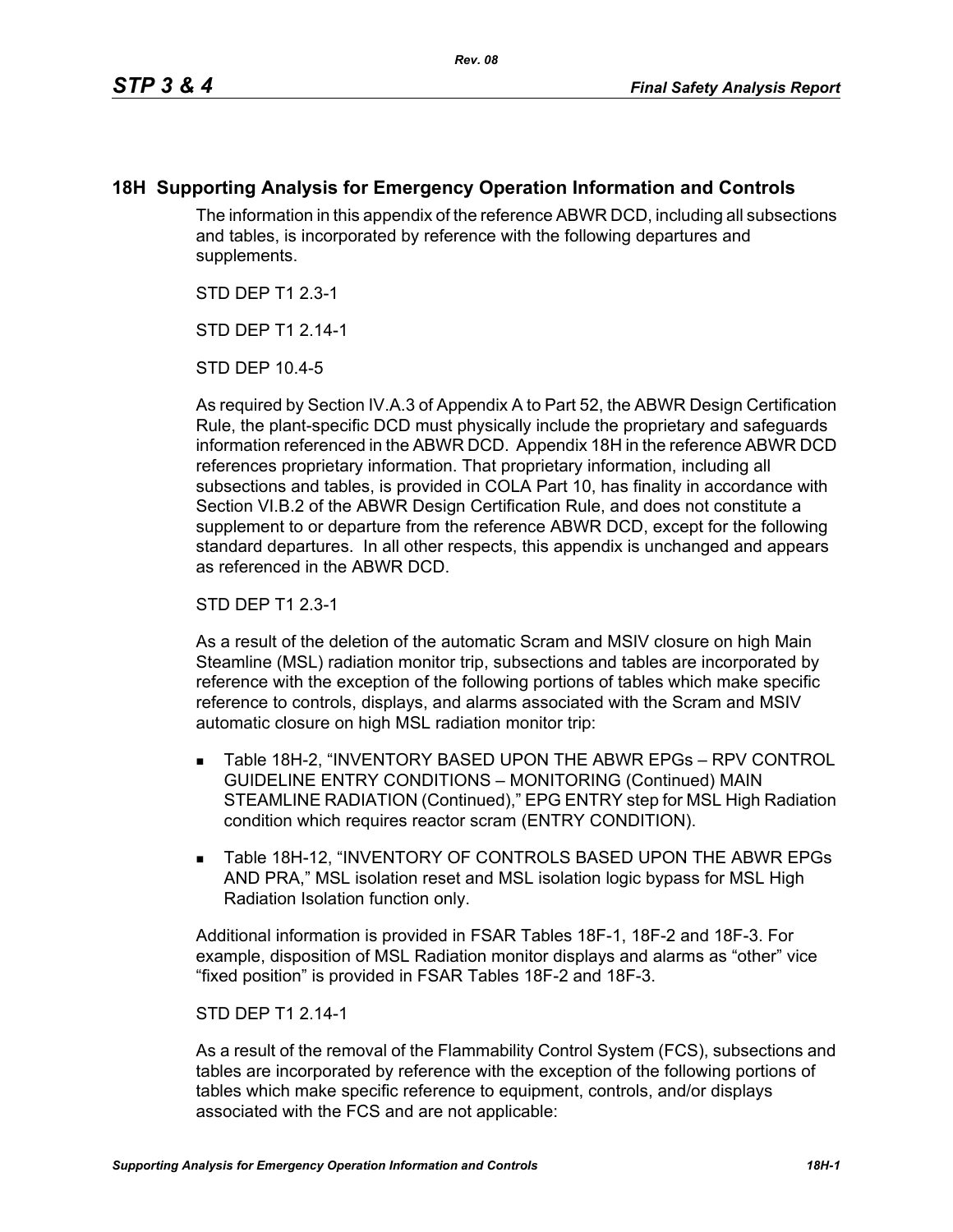## 18H Supporting Analysis for Emergency Operation Information and Controls

The information in this appendix of the reference ABWR DCD, including all subsections and tables, is incorporated by reference with the following departures and supplements.

STD DEP T1 2.3-1

STD DEP T1 2.14-1

STD DEP 10.4-5

As required by Section IV.A.3 of Appendix A to Part 52, the ABWR Design Certification Rule, the plant-specific DCD must physically include the proprietary and safeguards information referenced in the ABWR DCD. Appendix 18H in the reference ABWR DCD references proprietary information. That proprietary information, including all subsections and tables, is provided in COLA Part 10, has finality in accordance with Section VI.B.2 of the ABWR Design Certification Rule, and does not constitute a supplement to or departure from the reference ABWR DCD, except for the following standard departures. In all other respects, this appendix is unchanged and appears as referenced in the ABWR DCD.

STD DEP T1 2.3-1

As a result of the deletion of the automatic Scram and MSIV closure on high Main Steamline (MSL) radiation monitor trip, subsections and tables are incorporated by reference with the exception of the following portions of tables which make specific reference to controls, displays, and alarms associated with the Scram and MSIV automatic closure on high MSL radiation monitor trip:

- Table 18H-2, "INVENTORY BASED UPON THE ABWR EPGs – RPV CONTROL GUIDELINE ENTRY CONDITIONS – MONITORING (Continued) MAIN STEAMLINE RADIATION (Continued)," EPG ENTRY step for MSL High Radiation condition which requires reactor scram (ENTRY CONDITION).
- Table 18H-12, "INVENTORY OF CONTROLS BASED UPON THE ABWR EPGs AND PRA," MSL isolation reset and MSL isolation logic bypass for MSL High Radiation Isolation function only.

Additional information is provided in FSAR Tables 18F-1, 18F-2 and 18F-3. For example, disposition of MSL Radiation monitor displays and alarms as "other" vice "fixed position" is provided in FSAR Tables 18F-2 and 18F-3.

STD DEP T1 2.14-1

As a result of the removal of the Flammability Control System (FCS), subsections and tables are incorporated by reference with the exception of the following portions of tables which make specific reference to equipment, controls, and/or displays associated with the FCS and are not applicable: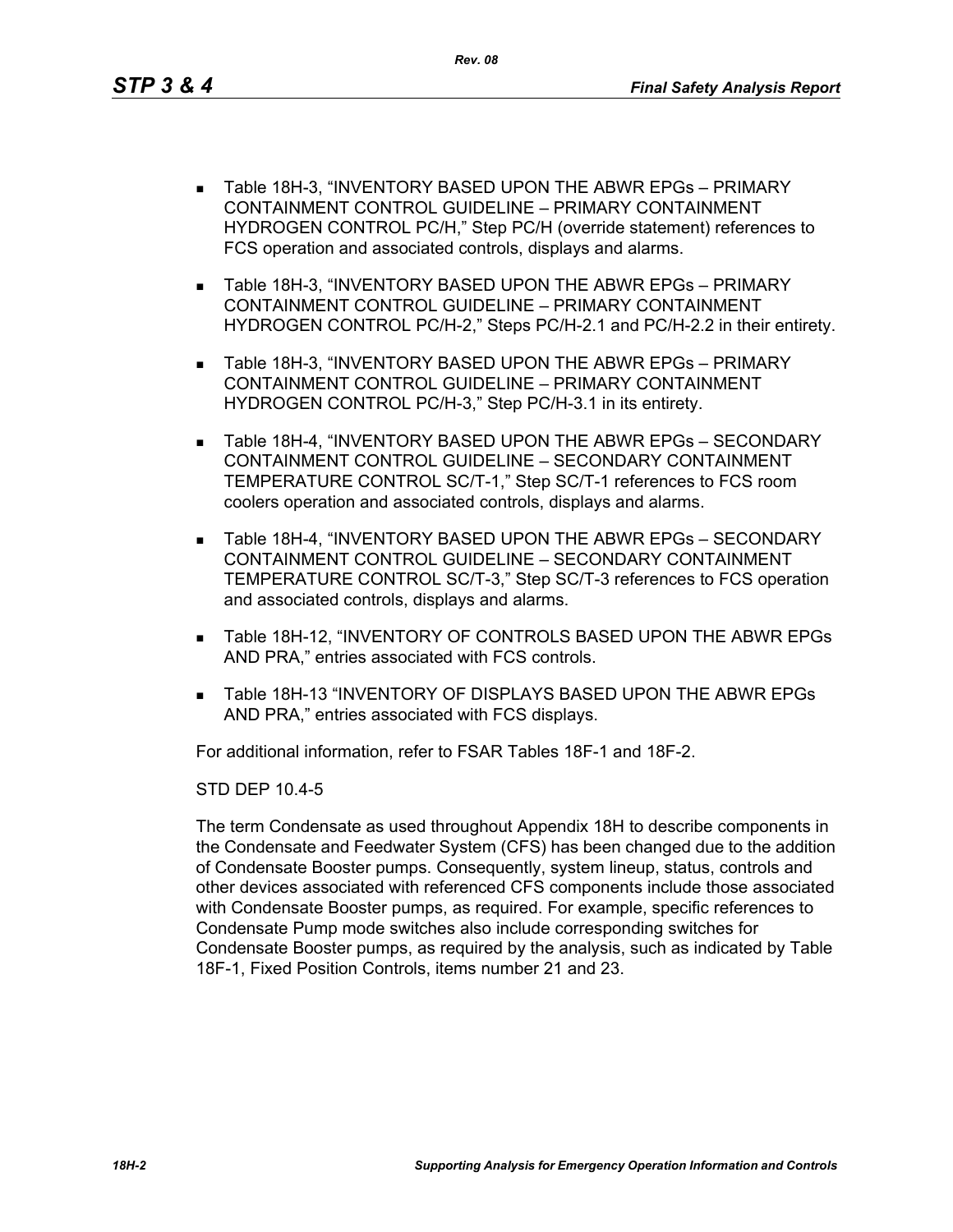- Table 18H-3, “INVENTORY BASED UPON THE ABWR EPGs – PRIMARY CONTAINMENT CONTROL GUIDELINE – PRIMARY CONTAINMENT HYDROGEN CONTROL PC/H,” Step PC/H (override statement) references to FCS operation and associated controls, displays and alarms.
- Table 18H-3, “INVENTORY BASED UPON THE ABWR EPGs – PRIMARY CONTAINMENT CONTROL GUIDELINE – PRIMARY CONTAINMENT HYDROGEN CONTROL PC/H-2,” Steps PC/H-2.1 and PC/H-2.2 in their entirety.
- Table 18H-3, “INVENTORY BASED UPON THE ABWR EPGs – PRIMARY CONTAINMENT CONTROL GUIDELINE – PRIMARY CONTAINMENT HYDROGEN CONTROL PC/H-3,” Step PC/H-3.1 in its entirety.
- Table 18H-4, “INVENTORY BASED UPON THE ABWR EPGs – SECONDARY CONTAINMENT CONTROL GUIDELINE – SECONDARY CONTAINMENT TEMPERATURE CONTROL SC/T-1,” Step SC/T-1 references to FCS room coolers operation and associated controls, displays and alarms.
- Table 18H-4, “INVENTORY BASED UPON THE ABWR EPGs – SECONDARY CONTAINMENT CONTROL GUIDELINE – SECONDARY CONTAINMENT TEMPERATURE CONTROL SC/T-3,” Step SC/T-3 references to FCS operation and associated controls, displays and alarms.
- Table 18H-12, “INVENTORY OF CONTROLS BASED UPON THE ABWR EPGs AND PRA,” entries associated with FCS controls.
- Table 18H-13 “INVENTORY OF DISPLAYS BASED UPON THE ABWR EPGs AND PRA,” entries associated with FCS displays.

For additional information, refer to FSAR Tables 18F-1 and 18F-2.

STD DEP 10.4-5

The term Condensate as used throughout Appendix 18H to describe components in the Condensate and Feedwater System (CFS) has been changed due to the addition of Condensate Booster pumps. Consequently, system lineup, status, controls and other devices associated with referenced CFS components include those associated with Condensate Booster pumps, as required. For example, specific references to Condensate Pump mode switches also include corresponding switches for Condensate Booster pumps, as required by the analysis, such as indicated by Table 18F-1, Fixed Position Controls, items number 21 and 23.